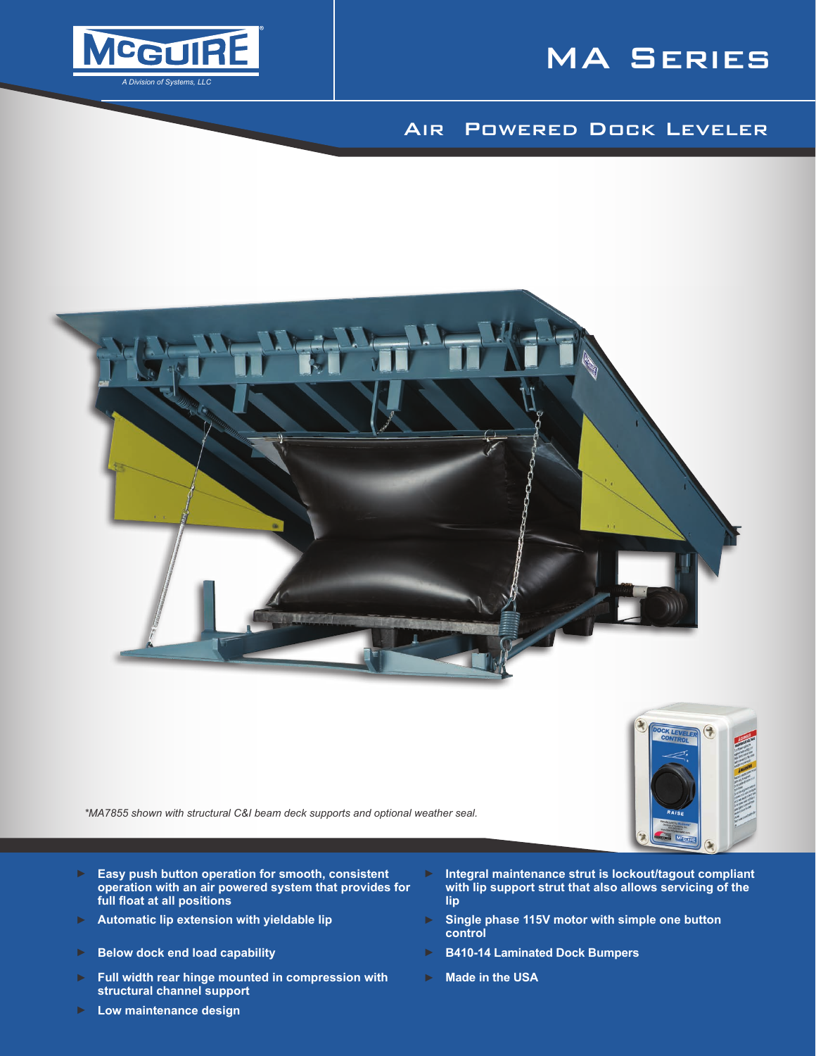# MA Series

## Air Powered Dock Leveler

*MA7855 shown with structural C&I beam deck supports and optional weather seal.

- **Easy push button operation for smooth, consistent operation with an air powered system that provides for full float at all positions**
- **Automatic lip extension with yieldable lip**
- **Below dock end load capability**
- **Full width rear hinge mounted in compression with structural channel support**
- **Low maintenance design**
- **Integral maintenance strut is lockout/tagout compliant with lip support strut that also allows servicing of the lip**
- **Single phase 115V motor with simple one button control**
- **B410-14 Laminated Dock Bumpers**
- **Made in the USA**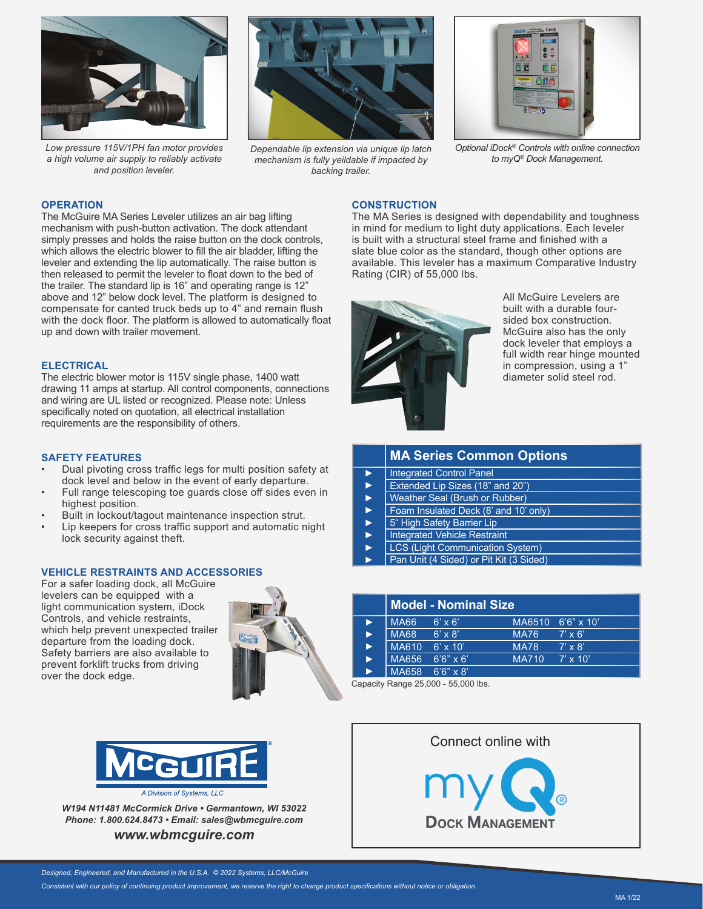*Low pressure 115V/1PH fan motor provides a high volume air supply to reliably activate and position leveler.*

*Dependable lip extension via unique lip latch mechanism is fully yeildable if impacted by backing trailer.*

*Optional iDock® Controls with online connection to myQ® Dock Management.*

## OPERATION

The McGuire MA Series Leveler utilizes an air bag lifting mechanism with push-button activation. The dock attendant simply presses and holds the raise button on the dock controls, which allows the electric blower to fill the air bladder, lifting the leveler and extending the lip automatically. The raise button is then released to permit the leveler to float down to the bed of the trailer. The standard lip is 16" and operating range is 12" above and 12" below dock level. The platform is designed to compensate for canted truck beds up to 4" and remain flush with the dock floor. The platform is allowed to automatically float up and down with trailer movement.

## ELECTRICAL

The electric blower motor is 115V single phase, 1400 watt drawing 11 amps at startup. All control components, connections and wiring are UL listed or recognized. Please note: Unless specifically noted on quotation, all electrical installation requirements are the responsibility of others.

## SAFETY FEATURES

- Dual pivoting cross traffic legs for multi position safety at dock level and below in the event of early departure.
- Full range telescoping toe guards close off sides even in highest position.
- Built in lockout/tagout maintenance inspection strut.
- Lip keepers for cross traffic support and automatic night lock security against theft.

## VEHICLE RESTRAINTS AND ACCESSORIES

For a safer loading dock, all McGuire levelers can be equipped with a light communication system, iDock Controls, and vehicle restraints, which help prevent unexpected trailer departure from the loading dock. Safety barriers are also available to prevent forklift trucks from driving over the dock edge.

## CONSTRUCTION

The MA Series is designed with dependability and toughness in mind for medium to light duty applications. Each leveler is built with a structural steel frame and finished with a slate blue color as the standard, though other options are available. This leveler has a maximum Comparative Industry Rating (CIR) of 55,000 lbs.

All McGuire Levelers are built with a durable four-sided box construction. McGuire also has the only dock leveler that employs a full width rear hinge mounted in compression, using a 1" diameter solid steel rod.

| | MA Series Common Options |
|---|---|
| ► | Integrated Control Panel |
| ► | Extended Lip Sizes (18" and 20") |
| ► | Weather Seal (Brush or Rubber) |
| ► | Foam Insulated Deck (8' and 10' only) |
| ► | 5" High Safety Barrier Lip |
| ► | Integrated Vehicle Restraint |
| ► | LCS (Light Communication System) |
| ► | Pan Unit (4 Sided) or Pit Kit (3 Sided) |

| | Model - Nominal Size | | | |
|---|---|---|---|---|
| ► | MA66 | 6' x 6' | MA6510 | 6'6" x 10' |
| ► | MA68 | 6' x 8' | MA76 | 7' x 6' |
| ► | MA610 | 6' x 10' | MA78 | 7' x 8' |
| ► | MA656 | 6'6" x 6' | MA710 | 7' x 10' |
| ► | MA658 | 6'6" x 8' | | |

Capacity Range 25,000 - 55,000 lbs.

**McGUIRE®**
*A Division of Systems, LLC*

***W194 N11481 McCormick Drive • Germantown, WI 53022***
***Phone: 1.800.624.8473 • Email: sales@wbmcguire.com***
***www.wbmcguire.com***

Connect online with
myQ® Dock Management

*Designed, Engineered, and Manufactured in the U.S.A. © 2022 Systems, LLC/McGuire*

*Consistent with our policy of continuing product improvement, we reserve the right to change product specifications without notice or obligation.*

MA 1/22